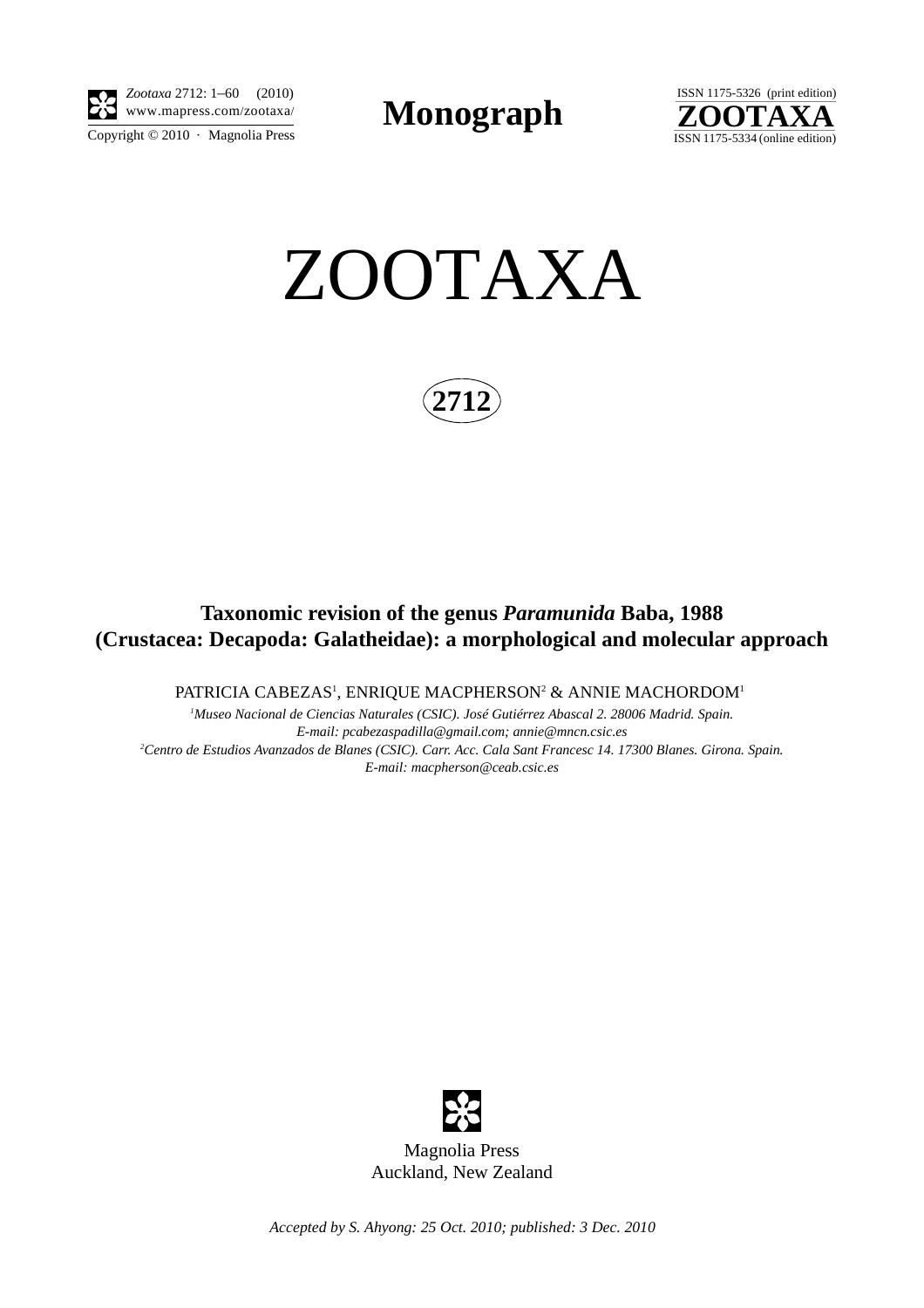*Zootaxa* 2712: 1–60 (2010)
www.mapress.com/zootaxa/
Copyright © 2010 · Magnolia Press

**Monograph**

ISSN 1175-5326 (print edition)
**ZOOTAXA**
ISSN 1175-5334 (online edition)

# ZOOTAXA

**2712**

## Taxonomic revision of the genus *Paramunida* Baba, 1988 (Crustacea: Decapoda: Galatheidae): a morphological and molecular approach

PATRICIA CABEZAS[1], ENRIQUE MACPHERSON[2] & ANNIE MACHORDOM[1]

[1]*Museo Nacional de Ciencias Naturales (CSIC). José Gutiérrez Abascal 2. 28006 Madrid. Spain.*
*E-mail: pcabezaspadilla@gmail.com; annie@mncn.csic.es*
[2]*Centro de Estudios Avanzados de Blanes (CSIC). Carr. Acc. Cala Sant Francesc 14. 17300 Blanes. Girona. Spain.*
*E-mail: macpherson@ceab.csic.es*

Magnolia Press
Auckland, New Zealand

*Accepted by S. Ahyong: 25 Oct. 2010; published: 3 Dec. 2010*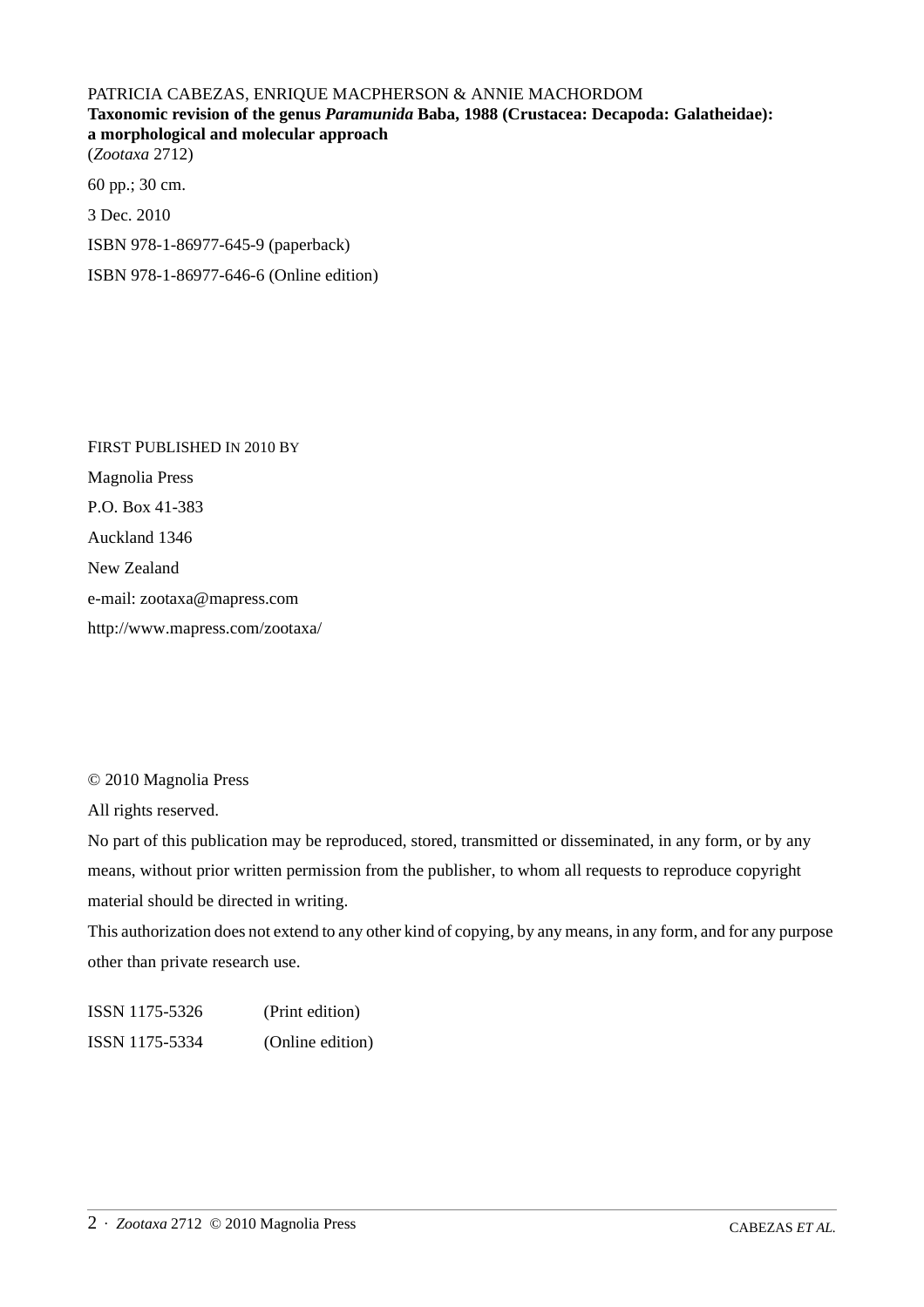PATRICIA CABEZAS, ENRIQUE MACPHERSON & ANNIE MACHORDOM
**Taxonomic revision of the genus *Paramunida* Baba, 1988 (Crustacea: Decapoda: Galatheidae): a morphological and molecular approach**
(*Zootaxa* 2712)

60 pp.; 30 cm.

3 Dec. 2010

ISBN 978-1-86977-645-9 (paperback)

ISBN 978-1-86977-646-6 (Online edition)

FIRST PUBLISHED IN 2010 BY

Magnolia Press

P.O. Box 41-383

Auckland 1346

New Zealand

e-mail: zootaxa@mapress.com

http://www.mapress.com/zootaxa/

© 2010 Magnolia Press

All rights reserved.

No part of this publication may be reproduced, stored, transmitted or disseminated, in any form, or by any means, without prior written permission from the publisher, to whom all requests to reproduce copyright material should be directed in writing.

This authorization does not extend to any other kind of copying, by any means, in any form, and for any purpose other than private research use.

ISSN 1175-5326 (Print edition)

ISSN 1175-5334 (Online edition)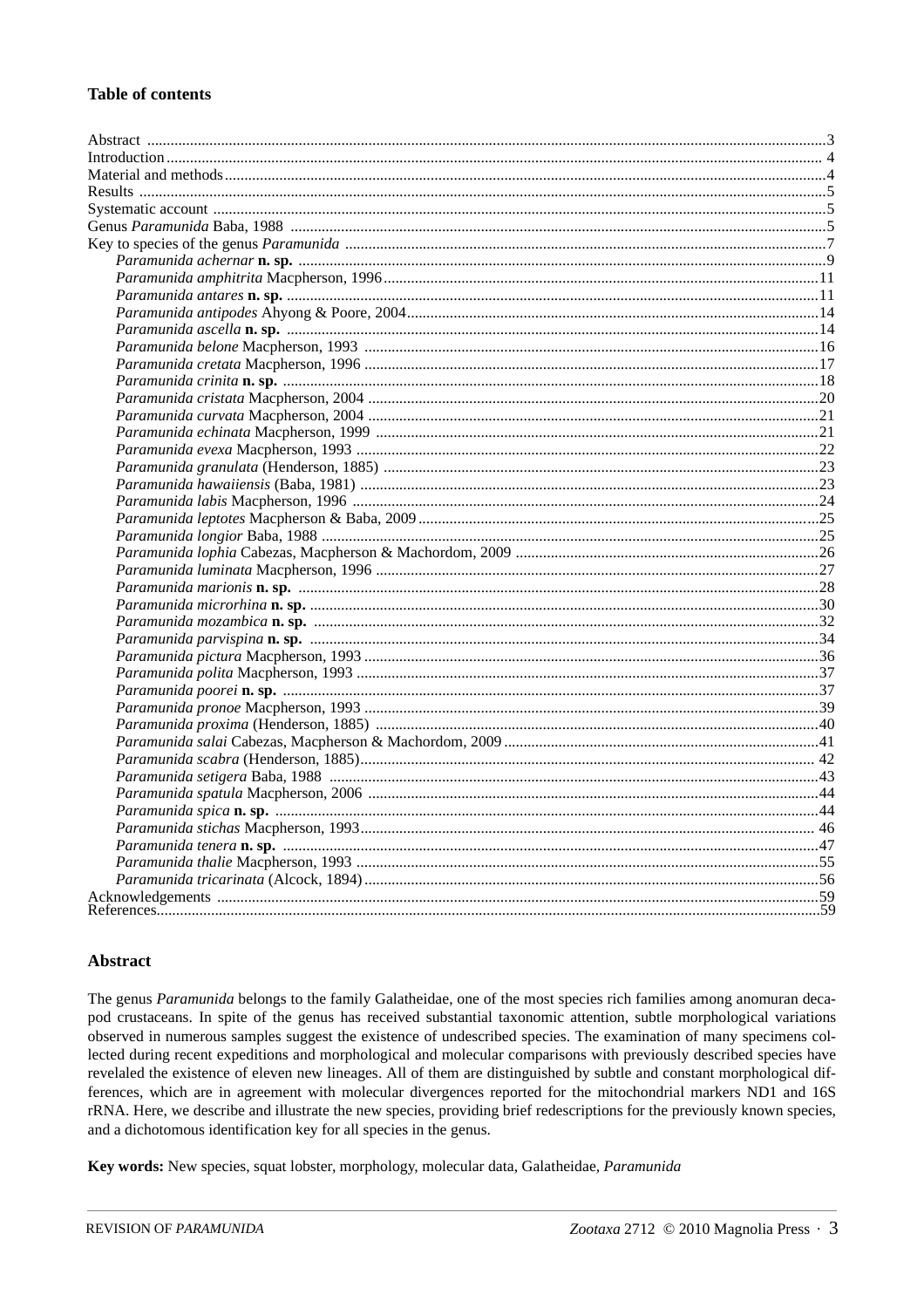## Table of contents

Abstract .....3
Introduction .....4
Material and methods .....4
Results .....5
Systematic account .....5
Genus *Paramunida* Baba, 1988 .....5
Key to species of the genus *Paramunida* .....7
- *Paramunida achernar* **n. sp.** .....9
- *Paramunida amphitrita* Macpherson, 1996 .....11
- *Paramunida antares* **n. sp.** .....11
- *Paramunida antipodes* Ahyong & Poore, 2004 .....14
- *Paramunida ascella* **n. sp.** .....14
- *Paramunida belone* Macpherson, 1993 .....16
- *Paramunida cretata* Macpherson, 1996 .....17
- *Paramunida crinita* **n. sp.** .....18
- *Paramunida cristata* Macpherson, 2004 .....20
- *Paramunida curvata* Macpherson, 2004 .....21
- *Paramunida echinata* Macpherson, 1999 .....21
- *Paramunida evexa* Macpherson, 1993 .....22
- *Paramunida granulata* (Henderson, 1885) .....23
- *Paramunida hawaiiensis* (Baba, 1981) .....23
- *Paramunida labis* Macpherson, 1996 .....24
- *Paramunida leptotes* Macpherson & Baba, 2009 .....25
- *Paramunida longior* Baba, 1988 .....25
- *Paramunida lophia* Cabezas, Macpherson & Machordom, 2009 .....26
- *Paramunida luminata* Macpherson, 1996 .....27
- *Paramunida marionis* **n. sp.** .....28
- *Paramunida microrhina* **n. sp.** .....30
- *Paramunida mozambica* **n. sp.** .....32
- *Paramunida parvispina* **n. sp.** .....34
- *Paramunida pictura* Macpherson, 1993 .....36
- *Paramunida polita* Macpherson, 1993 .....37
- *Paramunida poorei* **n. sp.** .....37
- *Paramunida pronoe* Macpherson, 1993 .....39
- *Paramunida proxima* (Henderson, 1885) .....40
- *Paramunida salai* Cabezas, Macpherson & Machordom, 2009 .....41
- *Paramunida scabra* (Henderson, 1885) .....42
- *Paramunida setigera* Baba, 1988 .....43
- *Paramunida spatula* Macpherson, 2006 .....44
- *Paramunida spica* **n. sp.** .....44
- *Paramunida stichas* Macpherson, 1993 .....46
- *Paramunida tenera* **n. sp.** .....47
- *Paramunida thalie* Macpherson, 1993 .....55
- *Paramunida tricarinata* (Alcock, 1894) .....56

Acknowledgements .....59
References .....59

## Abstract

The genus *Paramunida* belongs to the family Galatheidae, one of the most species rich families among anomuran decapod crustaceans. In spite of the genus has received substantial taxonomic attention, subtle morphological variations observed in numerous samples suggest the existence of undescribed species. The examination of many specimens collected during recent expeditions and morphological and molecular comparisons with previously described species have revelaled the existence of eleven new lineages. All of them are distinguished by subtle and constant morphological differences, which are in agreement with molecular divergences reported for the mitochondrial markers ND1 and 16S rRNA. Here, we describe and illustrate the new species, providing brief redescriptions for the previously known species, and a dichotomous identification key for all species in the genus.

**Key words:** New species, squat lobster, morphology, molecular data, Galatheidae, *Paramunida*